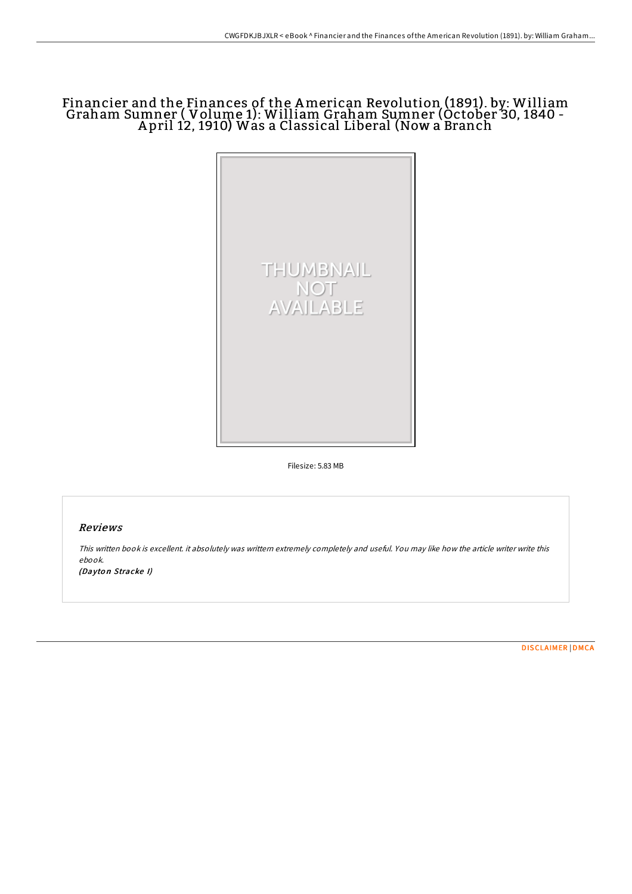# Financier and the Finances of the American Revolution (1891). by: William Graham Sumner ( Volume 1): William Graham Sumner (October 30, 1840 - April 12, 1910) Was a Classical Liberal (Now a Branch

THUMBNAIL NOT AVAILABLE

Filesize: 5.83 MB

## Reviews

*This written book is excellent. it absolutely was writtern extremely completely and useful. You may like how the article writer write this ebook.*

*(Dayton Stracke I)*

DISCLAIMER | DMCA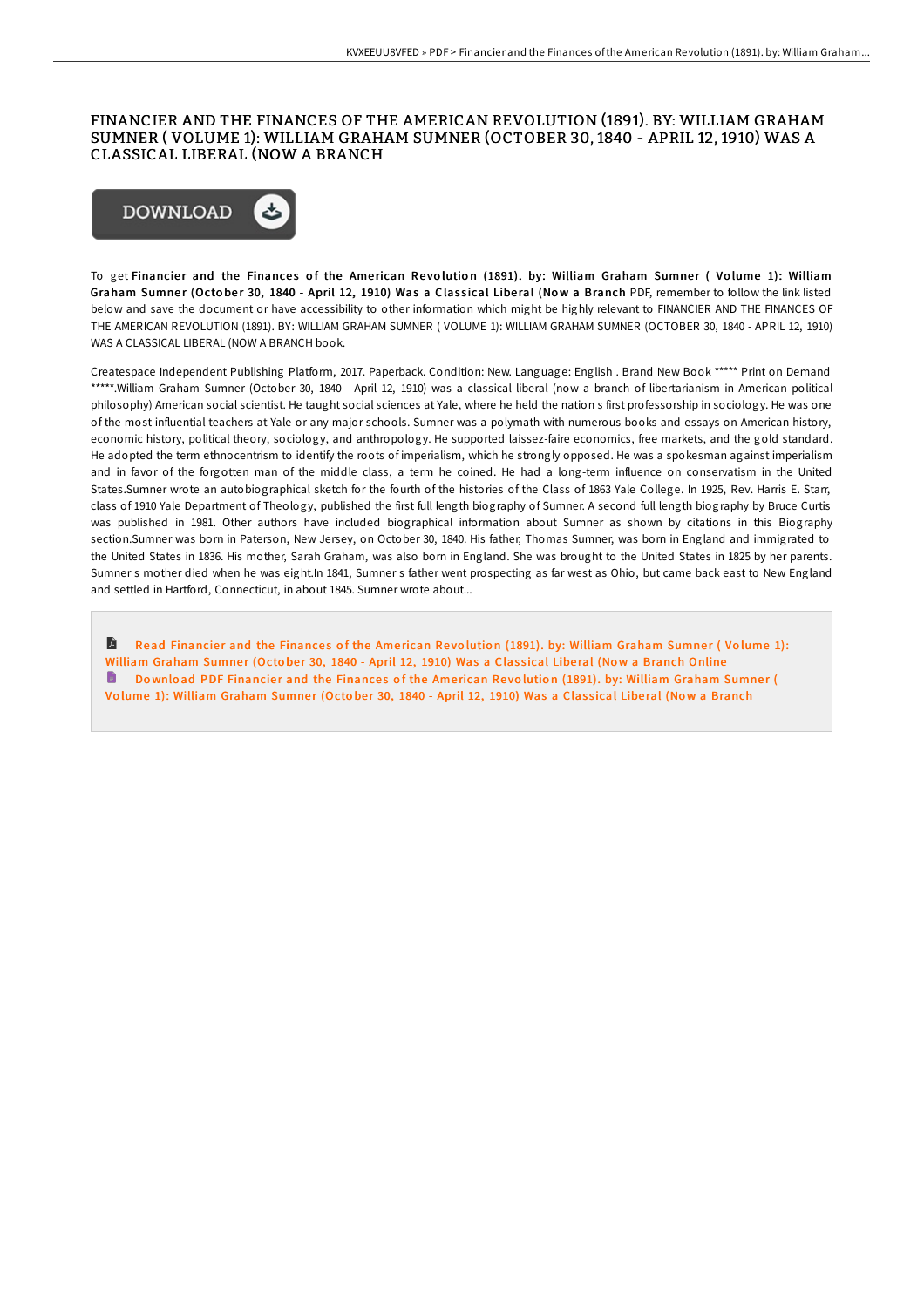# FINANCIER AND THE FINANCES OF THE AMERICAN REVOLUTION (1891). BY: WILLIAM GRAHAM SUMNER ( VOLUME 1): WILLIAM GRAHAM SUMNER (OCTOBER 30, 1840 - APRIL 12, 1910) WAS A CLASSICAL LIBERAL (NOW A BRANCH

DOWNLOAD

To get **Financier and the Finances of the American Revolution (1891). by: William Graham Sumner ( Volume 1): William Graham Sumner (October 30, 1840 - April 12, 1910) Was a Classical Liberal (Now a Branch** PDF, remember to follow the link listed below and save the document or have accessibility to other information which might be highly relevant to FINANCIER AND THE FINANCES OF THE AMERICAN REVOLUTION (1891). BY: WILLIAM GRAHAM SUMNER ( VOLUME 1): WILLIAM GRAHAM SUMNER (OCTOBER 30, 1840 - APRIL 12, 1910) WAS A CLASSICAL LIBERAL (NOW A BRANCH book.

Createspace Independent Publishing Platform, 2017. Paperback. Condition: New. Language: English . Brand New Book ***** Print on Demand *****.William Graham Sumner (October 30, 1840 - April 12, 1910) was a classical liberal (now a branch of libertarianism in American political philosophy) American social scientist. He taught social sciences at Yale, where he held the nation s first professorship in sociology. He was one of the most influential teachers at Yale or any major schools. Sumner was a polymath with numerous books and essays on American history, economic history, political theory, sociology, and anthropology. He supported laissez-faire economics, free markets, and the gold standard. He adopted the term ethnocentrism to identify the roots of imperialism, which he strongly opposed. He was a spokesman against imperialism and in favor of the forgotten man of the middle class, a term he coined. He had a long-term influence on conservatism in the United States.Sumner wrote an autobiographical sketch for the fourth of the histories of the Class of 1863 Yale College. In 1925, Rev. Harris E. Starr, class of 1910 Yale Department of Theology, published the first full length biography of Sumner. A second full length biography by Bruce Curtis was published in 1981. Other authors have included biographical information about Sumner as shown by citations in this Biography section.Sumner was born in Paterson, New Jersey, on October 30, 1840. His father, Thomas Sumner, was born in England and immigrated to the United States in 1836. His mother, Sarah Graham, was also born in England. She was brought to the United States in 1825 by her parents. Sumner s mother died when he was eight.In 1841, Sumner s father went prospecting as far west as Ohio, but came back east to New England and settled in Hartford, Connecticut, in about 1845. Sumner wrote about...

Read Financier and the Finances of the American Revolution (1891). by: William Graham Sumner ( Volume 1): William Graham Sumner (October 30, 1840 - April 12, 1910) Was a Classical Liberal (Now a Branch Online

Download PDF Financier and the Finances of the American Revolution (1891). by: William Graham Sumner ( Volume 1): William Graham Sumner (October 30, 1840 - April 12, 1910) Was a Classical Liberal (Now a Branch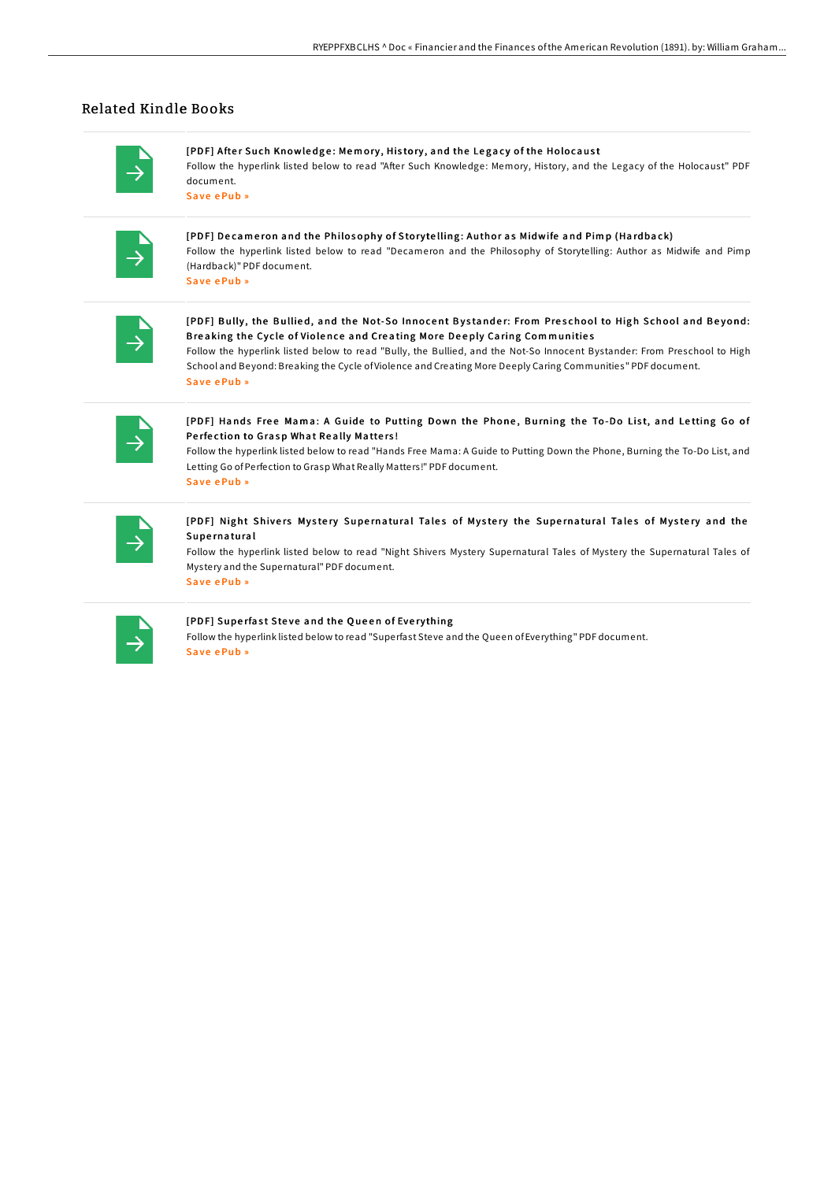## Related Kindle Books

[PDF] After Such Knowledge: Memory, History, and the Legacy of the Holocaust
Follow the hyperlink listed below to read "After Such Knowledge: Memory, History, and the Legacy of the Holocaust" PDF document.
Save ePub »

[PDF] Decameron and the Philosophy of Storytelling: Author as Midwife and Pimp (Hardback)
Follow the hyperlink listed below to read "Decameron and the Philosophy of Storytelling: Author as Midwife and Pimp (Hardback)" PDF document.
Save ePub »

[PDF] Bully, the Bullied, and the Not-So Innocent Bystander: From Preschool to High School and Beyond: Breaking the Cycle of Violence and Creating More Deeply Caring Communities
Follow the hyperlink listed below to read "Bully, the Bullied, and the Not-So Innocent Bystander: From Preschool to High School and Beyond: Breaking the Cycle of Violence and Creating More Deeply Caring Communities" PDF document.
Save ePub »

[PDF] Hands Free Mama: A Guide to Putting Down the Phone, Burning the To-Do List, and Letting Go of Perfection to Grasp What Really Matters!
Follow the hyperlink listed below to read "Hands Free Mama: A Guide to Putting Down the Phone, Burning the To-Do List, and Letting Go of Perfection to Grasp What Really Matters!" PDF document.
Save ePub »

[PDF] Night Shivers Mystery Supernatural Tales of Mystery the Supernatural Tales of Mystery and the Supernatural
Follow the hyperlink listed below to read "Night Shivers Mystery Supernatural Tales of Mystery the Supernatural Tales of Mystery and the Supernatural" PDF document.
Save ePub »

[PDF] Superfast Steve and the Queen of Everything
Follow the hyperlink listed below to read "Superfast Steve and the Queen of Everything" PDF document.
Save ePub »